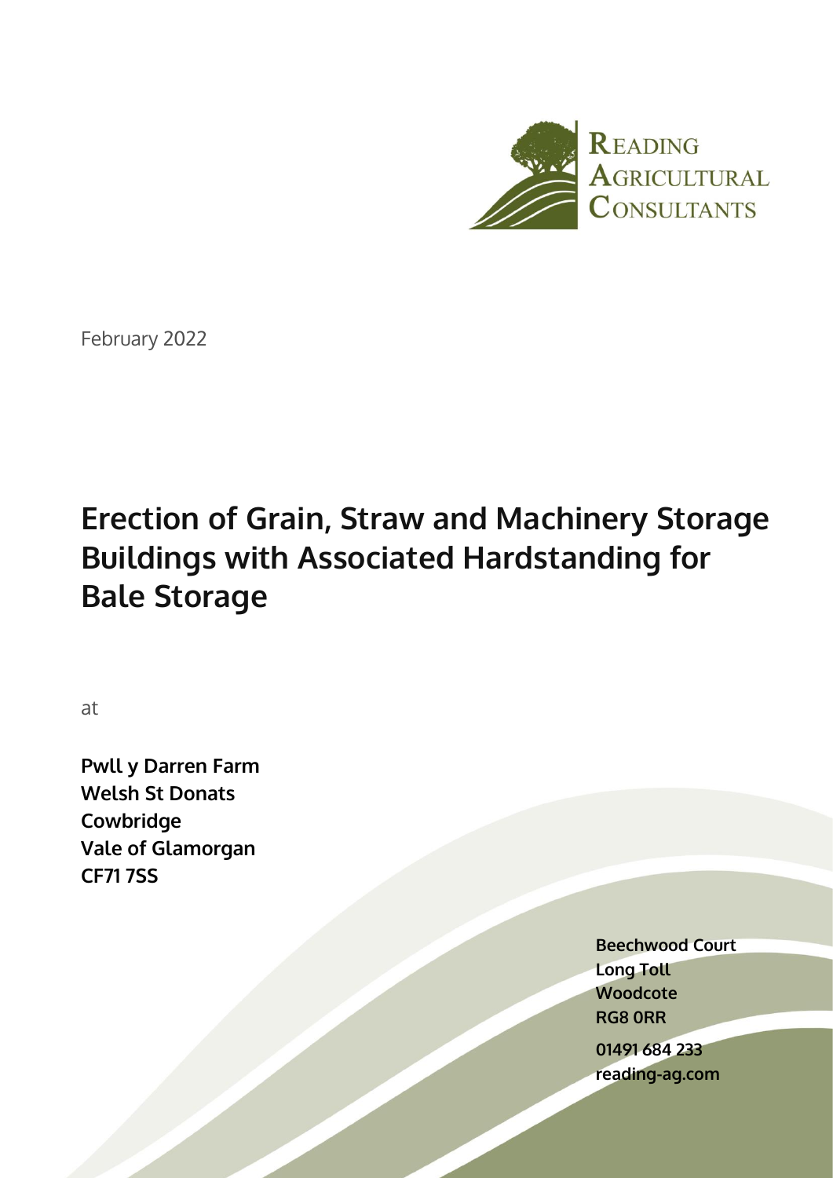Reading Agricultural Consultants

February 2022

# Erection of Grain, Straw and Machinery Storage Buildings with Associated Hardstanding for Bale Storage

at

**Pwll y Darren Farm**
**Welsh St Donats**
**Cowbridge**
**Vale of Glamorgan**
**CF71 7SS**

**Beechwood Court**
**Long Toll**
**Woodcote**
**RG8 0RR**

**01491 684 233**
**reading-ag.com**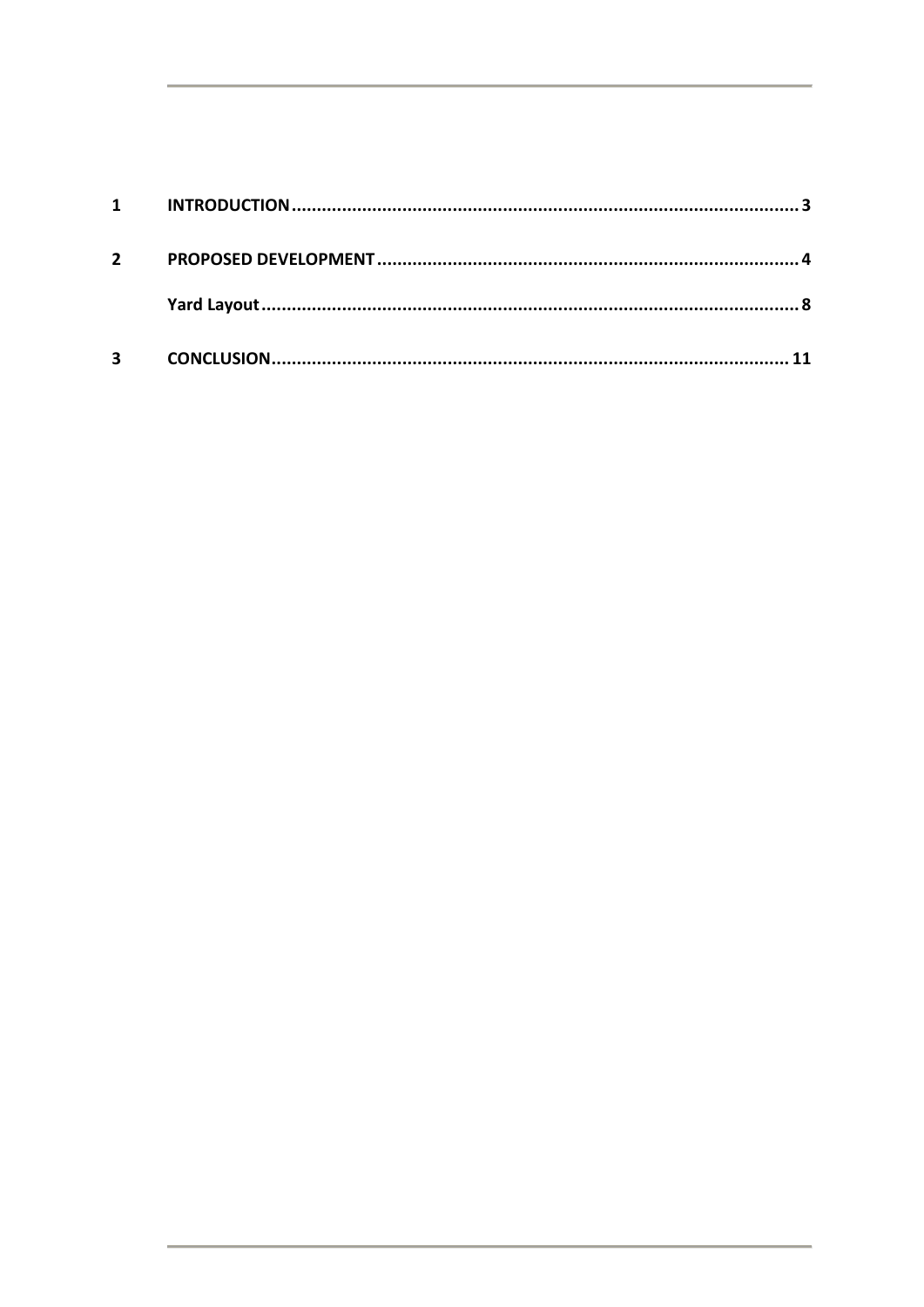| | | |
|---|---|---|
| **1** | **INTRODUCTION** | **3** |
| **2** | **PROPOSED DEVELOPMENT** | **4** |
| | **Yard Layout** | **8** |
| **3** | **CONCLUSION** | **11** |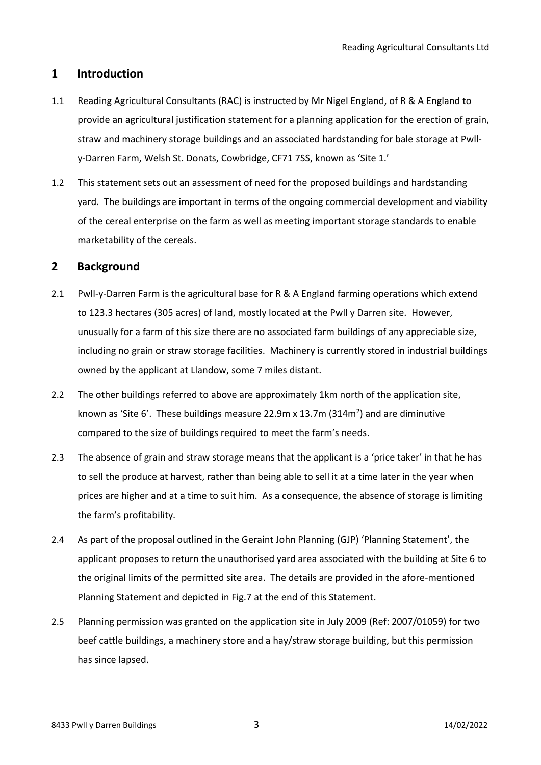## 1 Introduction

1.1 Reading Agricultural Consultants (RAC) is instructed by Mr Nigel England, of R & A England to provide an agricultural justification statement for a planning application for the erection of grain, straw and machinery storage buildings and an associated hardstanding for bale storage at Pwll-y-Darren Farm, Welsh St. Donats, Cowbridge, CF71 7SS, known as 'Site 1.'

1.2 This statement sets out an assessment of need for the proposed buildings and hardstanding yard. The buildings are important in terms of the ongoing commercial development and viability of the cereal enterprise on the farm as well as meeting important storage standards to enable marketability of the cereals.

## 2 Background

2.1 Pwll-y-Darren Farm is the agricultural base for R & A England farming operations which extend to 123.3 hectares (305 acres) of land, mostly located at the Pwll y Darren site. However, unusually for a farm of this size there are no associated farm buildings of any appreciable size, including no grain or straw storage facilities. Machinery is currently stored in industrial buildings owned by the applicant at Llandow, some 7 miles distant.

2.2 The other buildings referred to above are approximately 1km north of the application site, known as 'Site 6'. These buildings measure 22.9m x 13.7m (314m$^2$) and are diminutive compared to the size of buildings required to meet the farm's needs.

2.3 The absence of grain and straw storage means that the applicant is a 'price taker' in that he has to sell the produce at harvest, rather than being able to sell it at a time later in the year when prices are higher and at a time to suit him. As a consequence, the absence of storage is limiting the farm's profitability.

2.4 As part of the proposal outlined in the Geraint John Planning (GJP) 'Planning Statement', the applicant proposes to return the unauthorised yard area associated with the building at Site 6 to the original limits of the permitted site area. The details are provided in the afore-mentioned Planning Statement and depicted in Fig.7 at the end of this Statement.

2.5 Planning permission was granted on the application site in July 2009 (Ref: 2007/01059) for two beef cattle buildings, a machinery store and a hay/straw storage building, but this permission has since lapsed.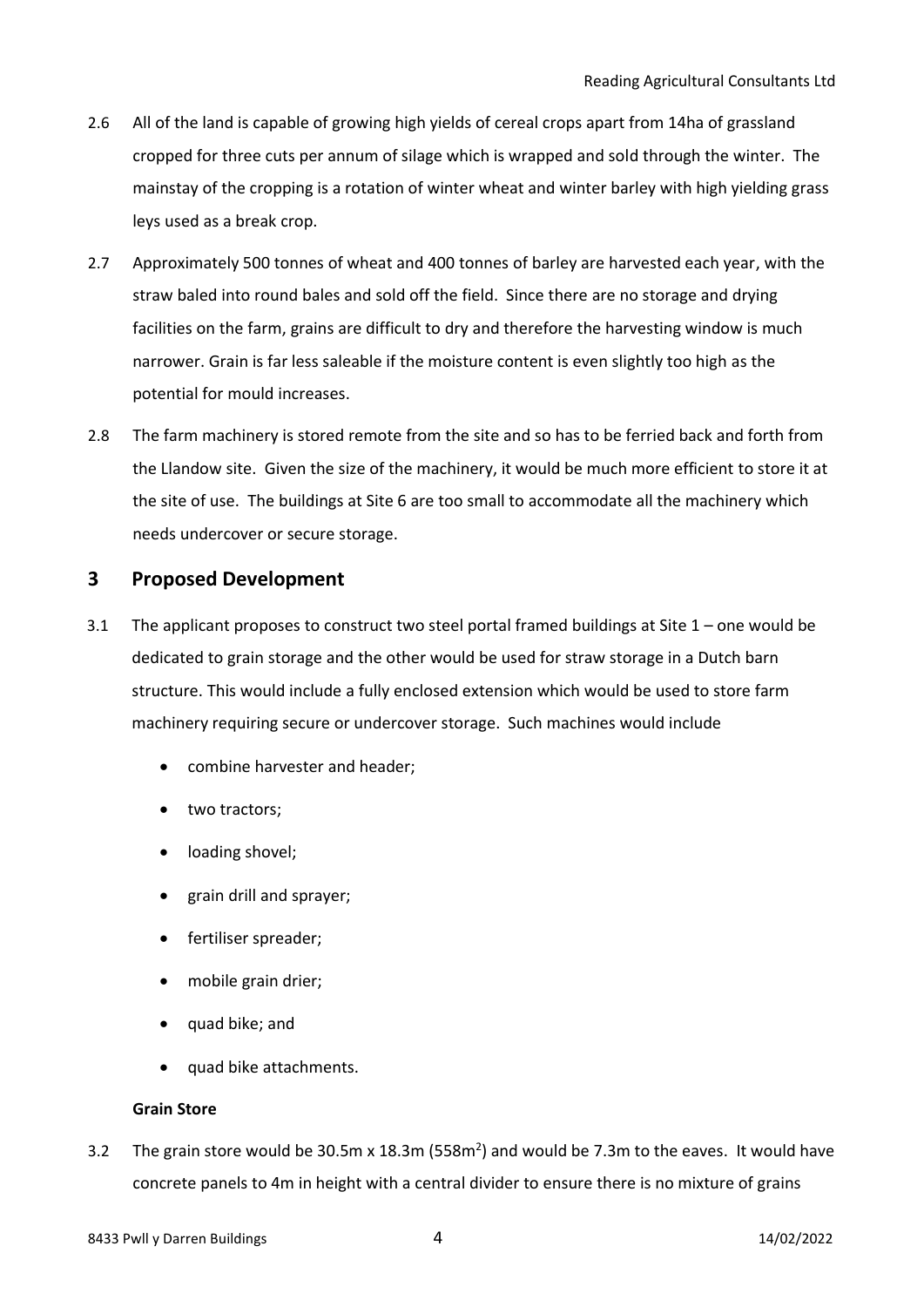2.6 All of the land is capable of growing high yields of cereal crops apart from 14ha of grassland cropped for three cuts per annum of silage which is wrapped and sold through the winter. The mainstay of the cropping is a rotation of winter wheat and winter barley with high yielding grass leys used as a break crop.

2.7 Approximately 500 tonnes of wheat and 400 tonnes of barley are harvested each year, with the straw baled into round bales and sold off the field. Since there are no storage and drying facilities on the farm, grains are difficult to dry and therefore the harvesting window is much narrower. Grain is far less saleable if the moisture content is even slightly too high as the potential for mould increases.

2.8 The farm machinery is stored remote from the site and so has to be ferried back and forth from the Llandow site. Given the size of the machinery, it would be much more efficient to store it at the site of use. The buildings at Site 6 are too small to accommodate all the machinery which needs undercover or secure storage.

## 3 Proposed Development

3.1 The applicant proposes to construct two steel portal framed buildings at Site 1 – one would be dedicated to grain storage and the other would be used for straw storage in a Dutch barn structure. This would include a fully enclosed extension which would be used to store farm machinery requiring secure or undercover storage. Such machines would include

- combine harvester and header;
- two tractors;
- loading shovel;
- grain drill and sprayer;
- fertiliser spreader;
- mobile grain drier;
- quad bike; and
- quad bike attachments.

**Grain Store**

3.2 The grain store would be 30.5m x 18.3m (558m$^2$) and would be 7.3m to the eaves. It would have concrete panels to 4m in height with a central divider to ensure there is no mixture of grains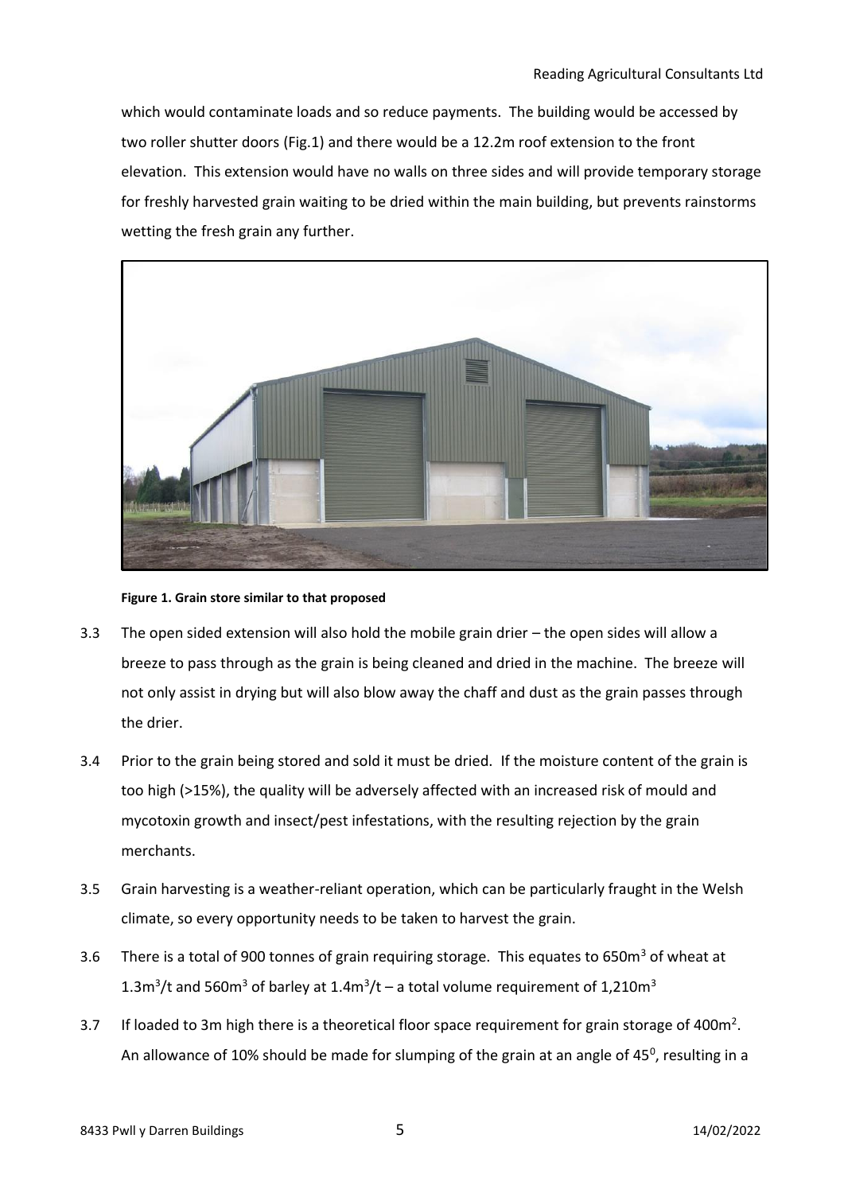which would contaminate loads and so reduce payments. The building would be accessed by two roller shutter doors (Fig.1) and there would be a 12.2m roof extension to the front elevation. This extension would have no walls on three sides and will provide temporary storage for freshly harvested grain waiting to be dried within the main building, but prevents rainstorms wetting the fresh grain any further.

**Figure 1. Grain store similar to that proposed**

3.3 The open sided extension will also hold the mobile grain drier – the open sides will allow a breeze to pass through as the grain is being cleaned and dried in the machine. The breeze will not only assist in drying but will also blow away the chaff and dust as the grain passes through the drier.

3.4 Prior to the grain being stored and sold it must be dried. If the moisture content of the grain is too high (>15%), the quality will be adversely affected with an increased risk of mould and mycotoxin growth and insect/pest infestations, with the resulting rejection by the grain merchants.

3.5 Grain harvesting is a weather-reliant operation, which can be particularly fraught in the Welsh climate, so every opportunity needs to be taken to harvest the grain.

3.6 There is a total of 900 tonnes of grain requiring storage. This equates to 650m$^3$ of wheat at 1.3m$^3$/t and 560m$^3$ of barley at 1.4m$^3$/t – a total volume requirement of 1,210m$^3$

3.7 If loaded to 3m high there is a theoretical floor space requirement for grain storage of 400m$^2$. An allowance of 10% should be made for slumping of the grain at an angle of 45$^0$, resulting in a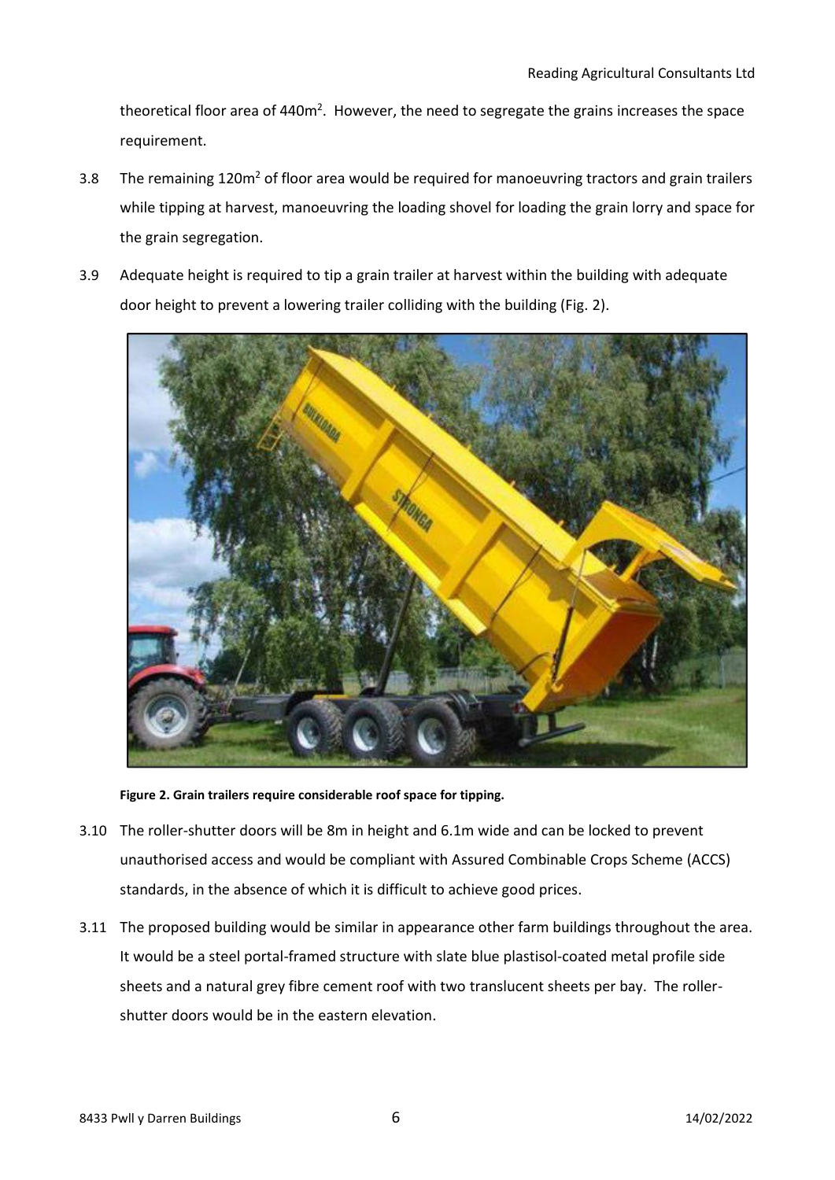theoretical floor area of 440m$^2$. However, the need to segregate the grains increases the space requirement.

3.8 The remaining 120m$^2$ of floor area would be required for manoeuvring tractors and grain trailers while tipping at harvest, manoeuvring the loading shovel for loading the grain lorry and space for the grain segregation.

3.9 Adequate height is required to tip a grain trailer at harvest within the building with adequate door height to prevent a lowering trailer colliding with the building (Fig. 2).

**Figure 2. Grain trailers require considerable roof space for tipping.**

3.10 The roller-shutter doors will be 8m in height and 6.1m wide and can be locked to prevent unauthorised access and would be compliant with Assured Combinable Crops Scheme (ACCS) standards, in the absence of which it is difficult to achieve good prices.

3.11 The proposed building would be similar in appearance other farm buildings throughout the area. It would be a steel portal-framed structure with slate blue plastisol-coated metal profile side sheets and a natural grey fibre cement roof with two translucent sheets per bay. The roller-shutter doors would be in the eastern elevation.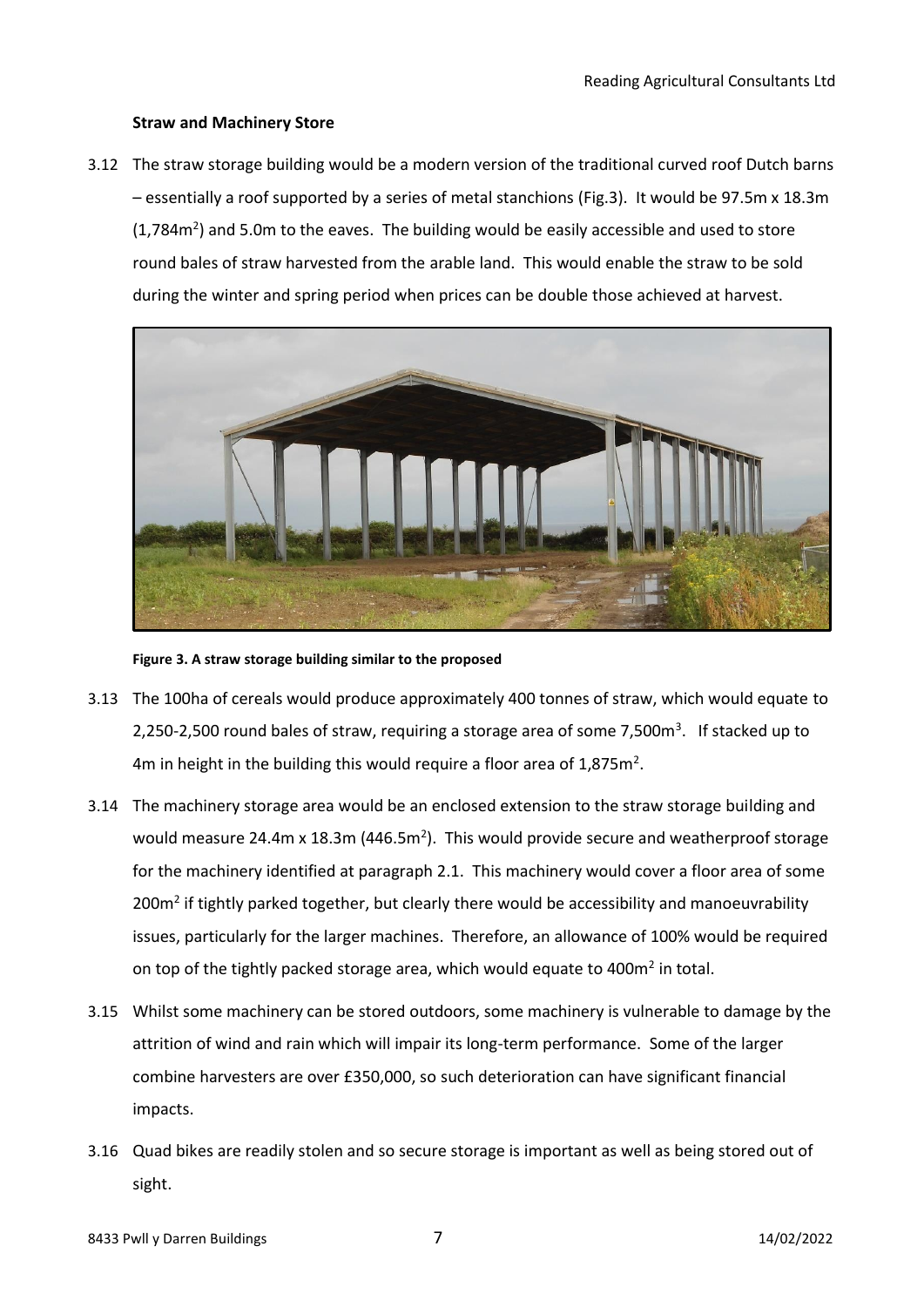**Straw and Machinery Store**

3.12 The straw storage building would be a modern version of the traditional curved roof Dutch barns – essentially a roof supported by a series of metal stanchions (Fig.3). It would be 97.5m x 18.3m (1,784m$^2$) and 5.0m to the eaves. The building would be easily accessible and used to store round bales of straw harvested from the arable land. This would enable the straw to be sold during the winter and spring period when prices can be double those achieved at harvest.

**Figure 3. A straw storage building similar to the proposed**

3.13 The 100ha of cereals would produce approximately 400 tonnes of straw, which would equate to 2,250-2,500 round bales of straw, requiring a storage area of some 7,500m$^3$. If stacked up to 4m in height in the building this would require a floor area of 1,875m$^2$.

3.14 The machinery storage area would be an enclosed extension to the straw storage building and would measure 24.4m x 18.3m (446.5m$^2$). This would provide secure and weatherproof storage for the machinery identified at paragraph 2.1. This machinery would cover a floor area of some 200m$^2$ if tightly parked together, but clearly there would be accessibility and manoeuvrability issues, particularly for the larger machines. Therefore, an allowance of 100% would be required on top of the tightly packed storage area, which would equate to 400m$^2$ in total.

3.15 Whilst some machinery can be stored outdoors, some machinery is vulnerable to damage by the attrition of wind and rain which will impair its long-term performance. Some of the larger combine harvesters are over £350,000, so such deterioration can have significant financial impacts.

3.16 Quad bikes are readily stolen and so secure storage is important as well as being stored out of sight.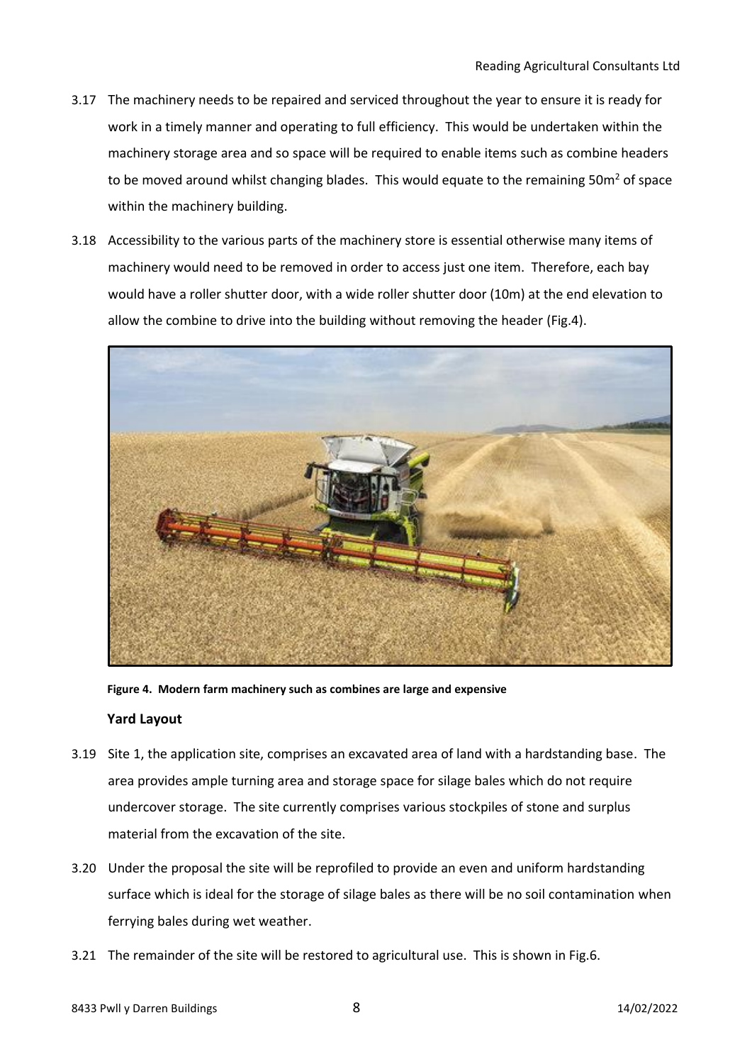3.17 The machinery needs to be repaired and serviced throughout the year to ensure it is ready for work in a timely manner and operating to full efficiency. This would be undertaken within the machinery storage area and so space will be required to enable items such as combine headers to be moved around whilst changing blades. This would equate to the remaining 50m$^2$ of space within the machinery building.

3.18 Accessibility to the various parts of the machinery store is essential otherwise many items of machinery would need to be removed in order to access just one item. Therefore, each bay would have a roller shutter door, with a wide roller shutter door (10m) at the end elevation to allow the combine to drive into the building without removing the header (Fig.4).

**Figure 4. Modern farm machinery such as combines are large and expensive**

**Yard Layout**

3.19 Site 1, the application site, comprises an excavated area of land with a hardstanding base. The area provides ample turning area and storage space for silage bales which do not require undercover storage. The site currently comprises various stockpiles of stone and surplus material from the excavation of the site.

3.20 Under the proposal the site will be reprofiled to provide an even and uniform hardstanding surface which is ideal for the storage of silage bales as there will be no soil contamination when ferrying bales during wet weather.

3.21 The remainder of the site will be restored to agricultural use. This is shown in Fig.6.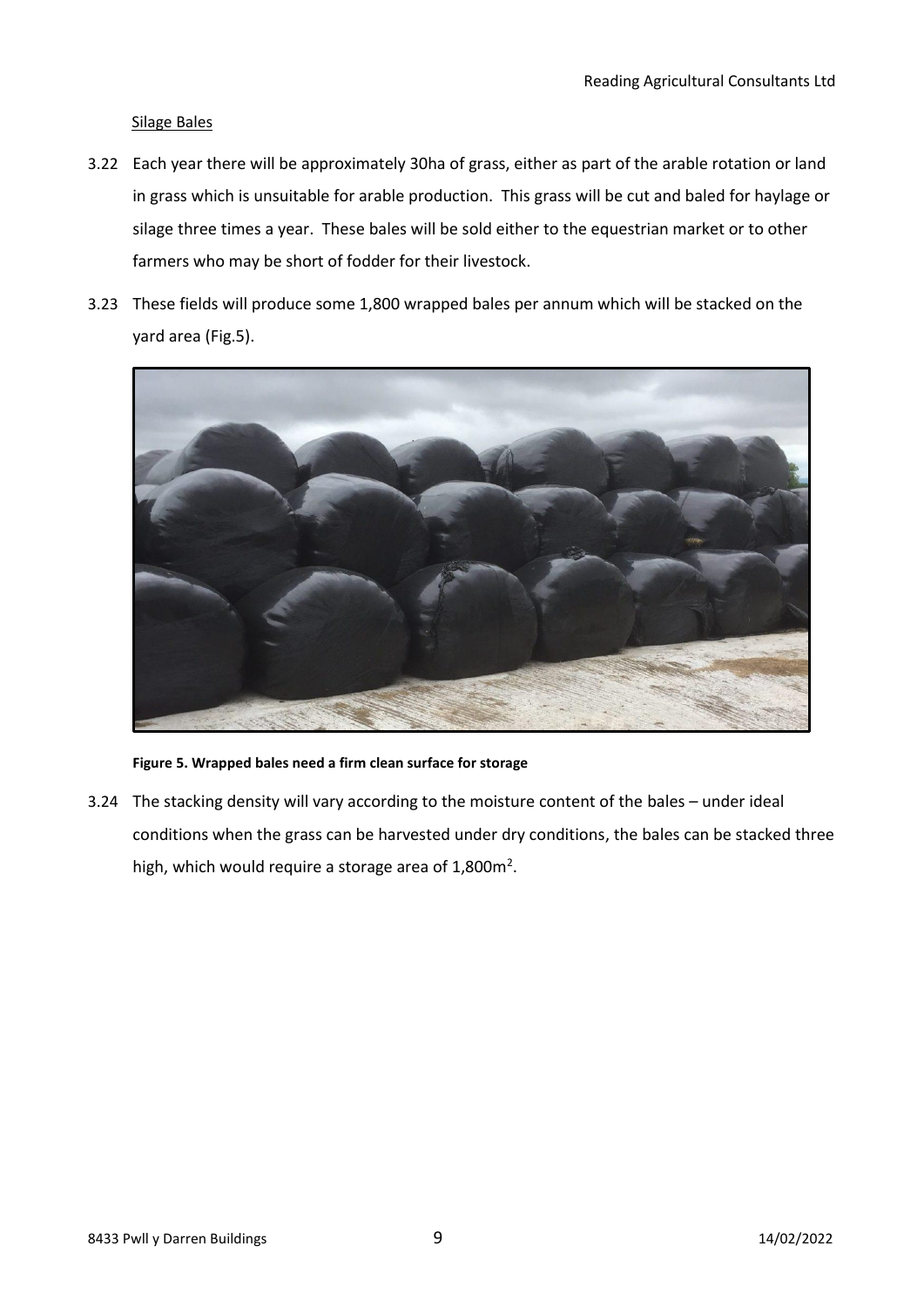Silage Bales

3.22 Each year there will be approximately 30ha of grass, either as part of the arable rotation or land in grass which is unsuitable for arable production. This grass will be cut and baled for haylage or silage three times a year. These bales will be sold either to the equestrian market or to other farmers who may be short of fodder for their livestock.

3.23 These fields will produce some 1,800 wrapped bales per annum which will be stacked on the yard area (Fig.5).

**Figure 5. Wrapped bales need a firm clean surface for storage**

3.24 The stacking density will vary according to the moisture content of the bales – under ideal conditions when the grass can be harvested under dry conditions, the bales can be stacked three high, which would require a storage area of 1,800m$^2$.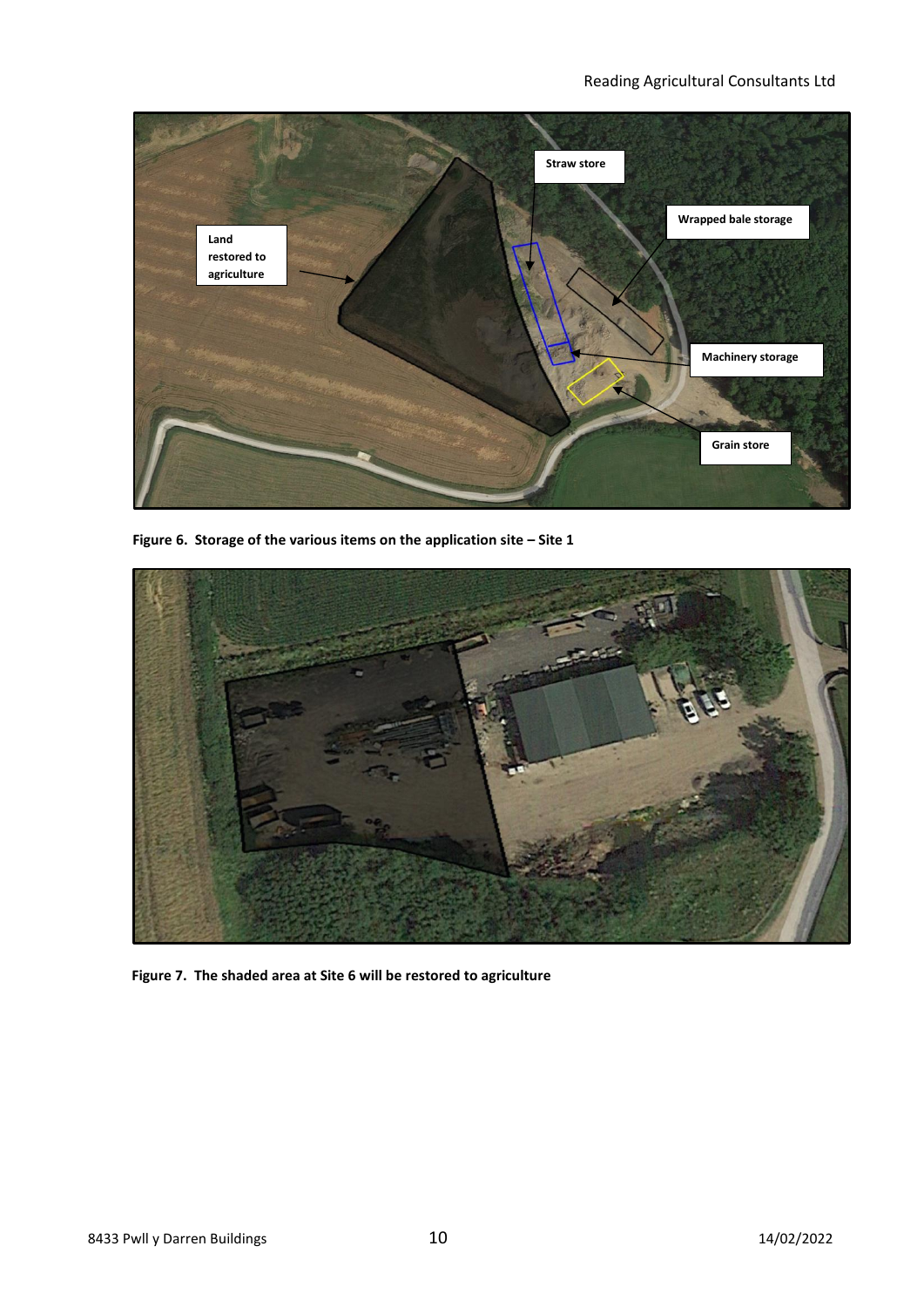Figure 6. Storage of the various items on the application site – Site 1

Figure 7. The shaded area at Site 6 will be restored to agriculture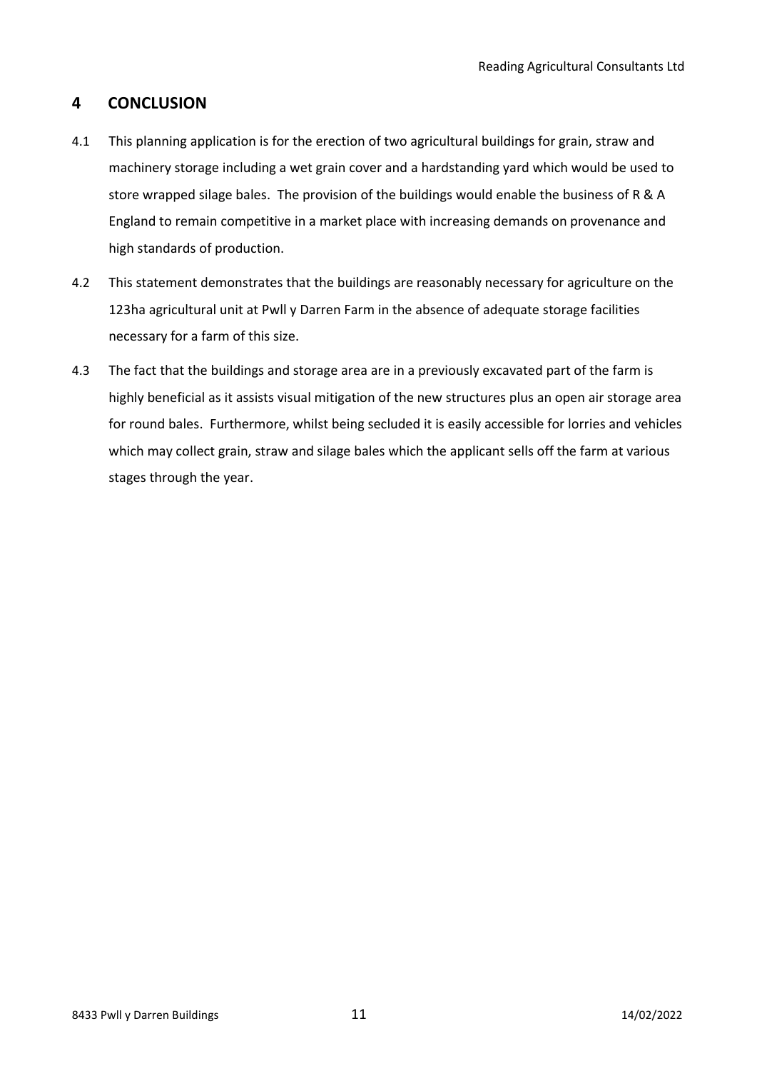## 4 CONCLUSION

4.1 This planning application is for the erection of two agricultural buildings for grain, straw and machinery storage including a wet grain cover and a hardstanding yard which would be used to store wrapped silage bales. The provision of the buildings would enable the business of R & A England to remain competitive in a market place with increasing demands on provenance and high standards of production.

4.2 This statement demonstrates that the buildings are reasonably necessary for agriculture on the 123ha agricultural unit at Pwll y Darren Farm in the absence of adequate storage facilities necessary for a farm of this size.

4.3 The fact that the buildings and storage area are in a previously excavated part of the farm is highly beneficial as it assists visual mitigation of the new structures plus an open air storage area for round bales. Furthermore, whilst being secluded it is easily accessible for lorries and vehicles which may collect grain, straw and silage bales which the applicant sells off the farm at various stages through the year.